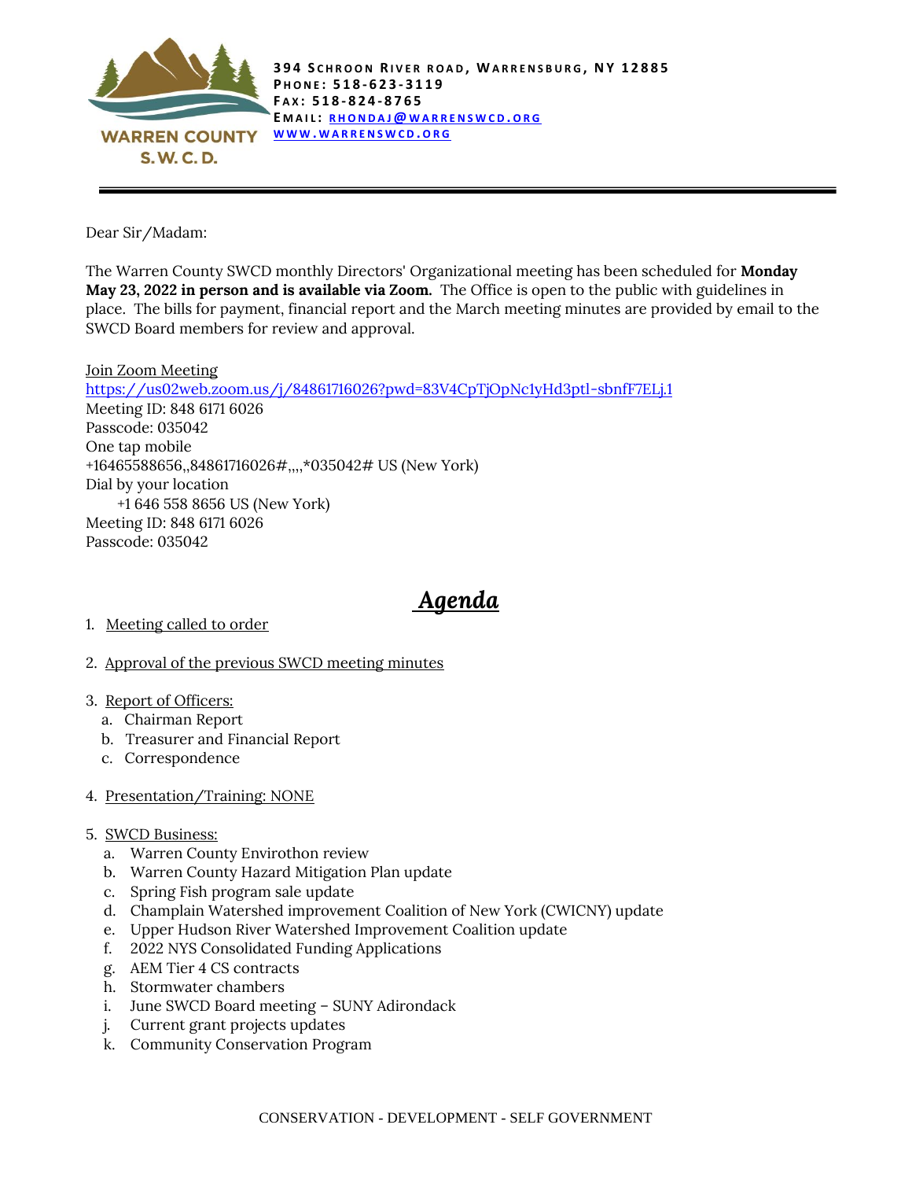WARREN COUNTY S.W.C.D.

**394 SCHROON RIVER ROAD, WARRENSBURG, NY 12885**
**PHONE: 518-623-3119**
**FAX: 518-824-8765**
**EMAIL: RHONDAJ@WARRENSWCD.ORG**
**WWW.WARRENSWCD.ORG**

---

Dear Sir/Madam:

The Warren County SWCD monthly Directors' Organizational meeting has been scheduled for **Monday May 23, 2022 in person and is available via Zoom.** The Office is open to the public with guidelines in place. The bills for payment, financial report and the March meeting minutes are provided by email to the SWCD Board members for review and approval.

Join Zoom Meeting
https://us02web.zoom.us/j/84861716026?pwd=83V4CpTjOpNc1yHd3ptl-sbnfF7ELj.1
Meeting ID: 848 6171 6026
Passcode: 035042
One tap mobile
+16465588656,,84861716026#,,,,*035042# US (New York)
Dial by your location
+1 646 558 8656 US (New York)
Meeting ID: 848 6171 6026
Passcode: 035042

# *Agenda*

1. Meeting called to order

2. Approval of the previous SWCD meeting minutes

3. Report of Officers:
   a. Chairman Report
   b. Treasurer and Financial Report
   c. Correspondence

4. Presentation/Training: NONE

5. SWCD Business:
   a. Warren County Envirothon review
   b. Warren County Hazard Mitigation Plan update
   c. Spring Fish program sale update
   d. Champlain Watershed improvement Coalition of New York (CWICNY) update
   e. Upper Hudson River Watershed Improvement Coalition update
   f. 2022 NYS Consolidated Funding Applications
   g. AEM Tier 4 CS contracts
   h. Stormwater chambers
   i. June SWCD Board meeting – SUNY Adirondack
   j. Current grant projects updates
   k. Community Conservation Program

CONSERVATION - DEVELOPMENT - SELF GOVERNMENT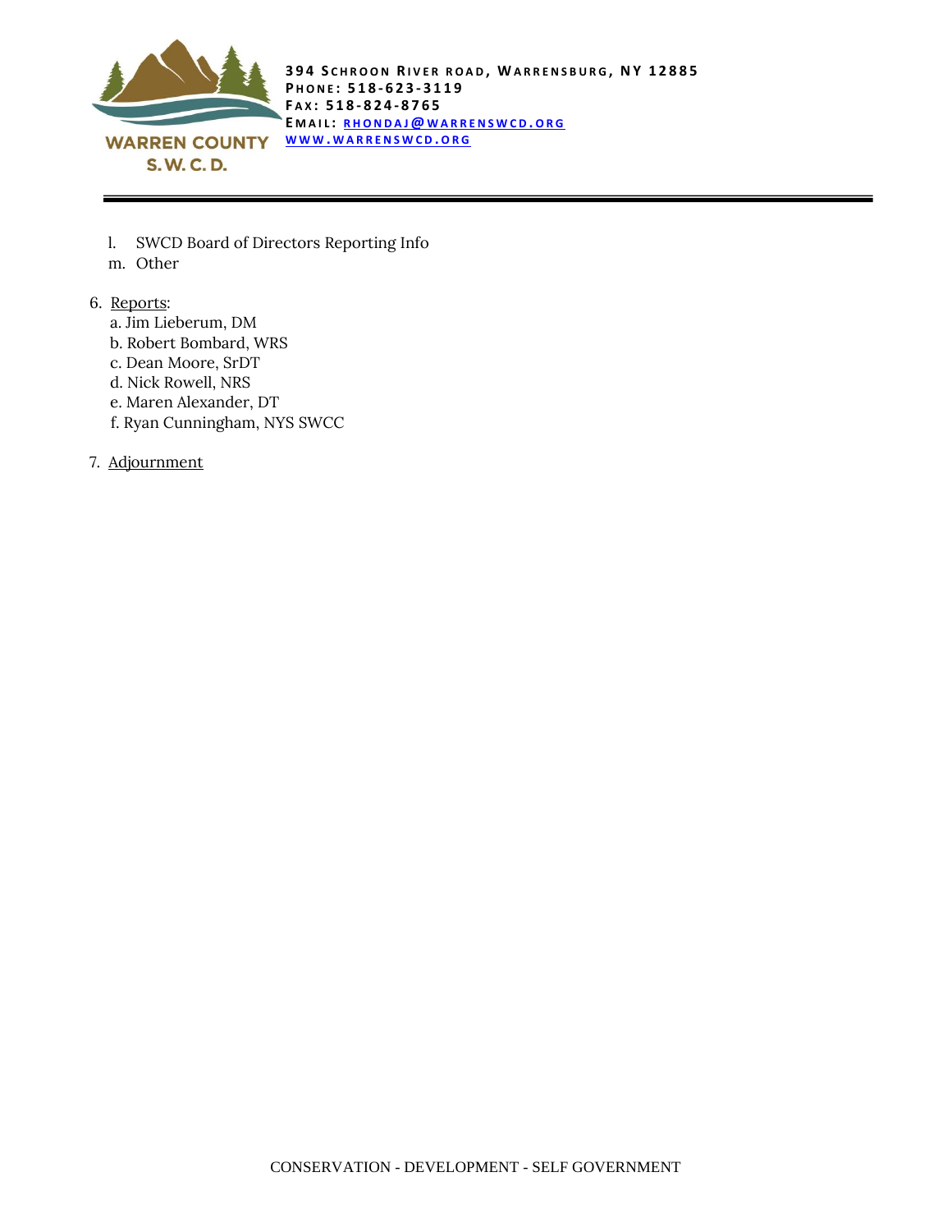394 SCHROON RIVER ROAD, WARRENSBURG, NY 12885
PHONE: 518-623-3119
FAX: 518-824-8765
EMAIL: RHONDAJ@WARRENSWCD.ORG
WWW.WARRENSWCD.ORG

WARREN COUNTY S.W.C.D.

l. SWCD Board of Directors Reporting Info
m. Other

6. <u>Reports</u>:
   a. Jim Lieberum, DM
   b. Robert Bombard, WRS
   c. Dean Moore, SrDT
   d. Nick Rowell, NRS
   e. Maren Alexander, DT
   f. Ryan Cunningham, NYS SWCC

7. <u>Adjournment</u>

CONSERVATION - DEVELOPMENT - SELF GOVERNMENT